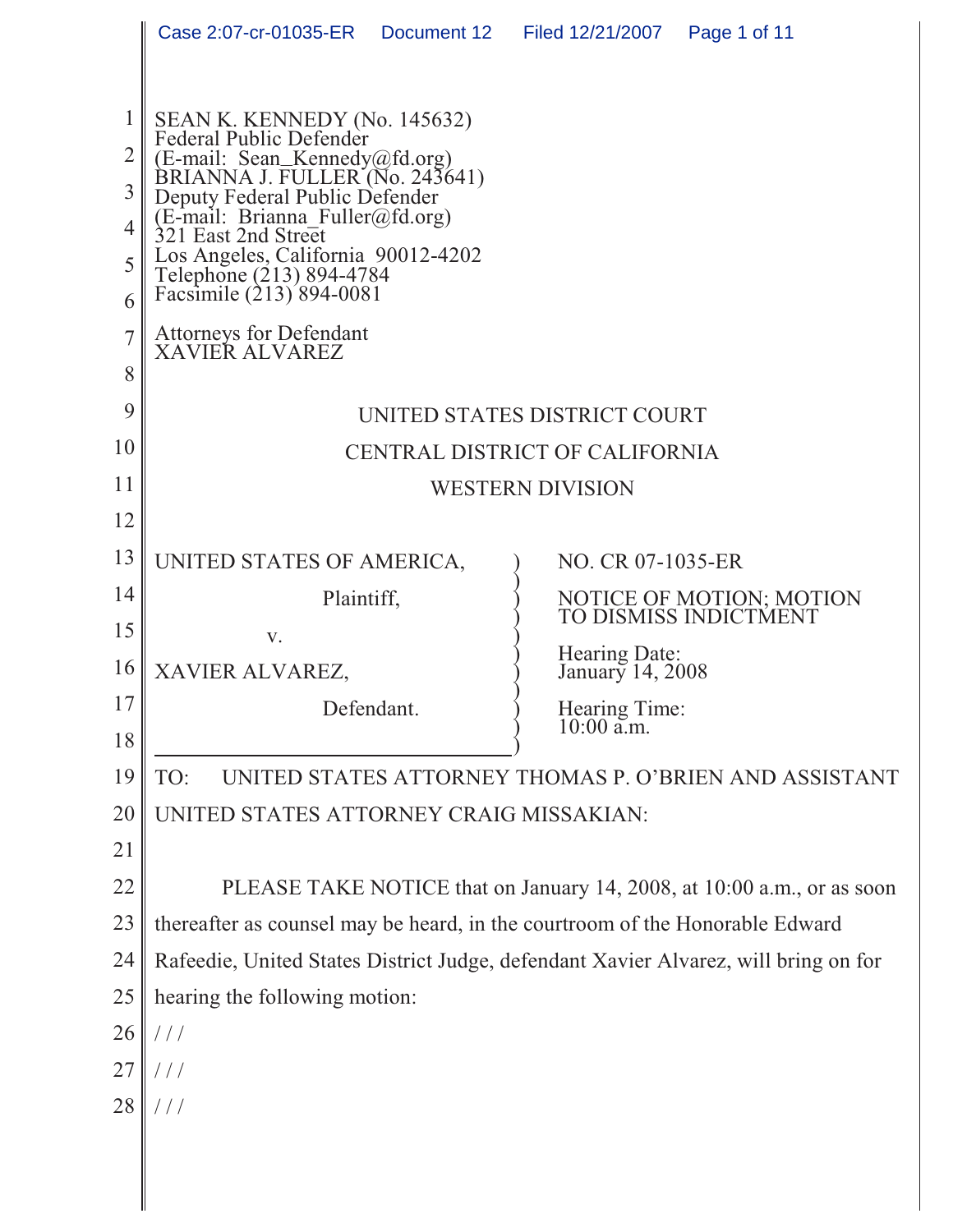SEAN K. KENNEDY (No. 145632)
Federal Public Defender
(E-mail: Sean_Kennedy@fd.org)
BRIANNA J. FULLER (No. 243641)
Deputy Federal Public Defender
(E-mail: Brianna_Fuller@fd.org)
321 East 2nd Street
Los Angeles, California 90012-4202
Telephone (213) 894-4784
Facsimile (213) 894-0081

Attorneys for Defendant
XAVIER ALVAREZ

UNITED STATES DISTRICT COURT

CENTRAL DISTRICT OF CALIFORNIA

WESTERN DIVISION

| | |
|---|---|
| UNITED STATES OF AMERICA, Plaintiff, v. XAVIER ALVAREZ, Defendant. | NO. CR 07-1035-ER<br>NOTICE OF MOTION; MOTION TO DISMISS INDICTMENT<br>Hearing Date: January 14, 2008<br>Hearing Time: 10:00 a.m. |

TO: UNITED STATES ATTORNEY THOMAS P. O'BRIEN AND ASSISTANT UNITED STATES ATTORNEY CRAIG MISSAKIAN:

PLEASE TAKE NOTICE that on January 14, 2008, at 10:00 a.m., or as soon thereafter as counsel may be heard, in the courtroom of the Honorable Edward Rafeedie, United States District Judge, defendant Xavier Alvarez, will bring on for hearing the following motion:

/ / /

/ / /

/ / /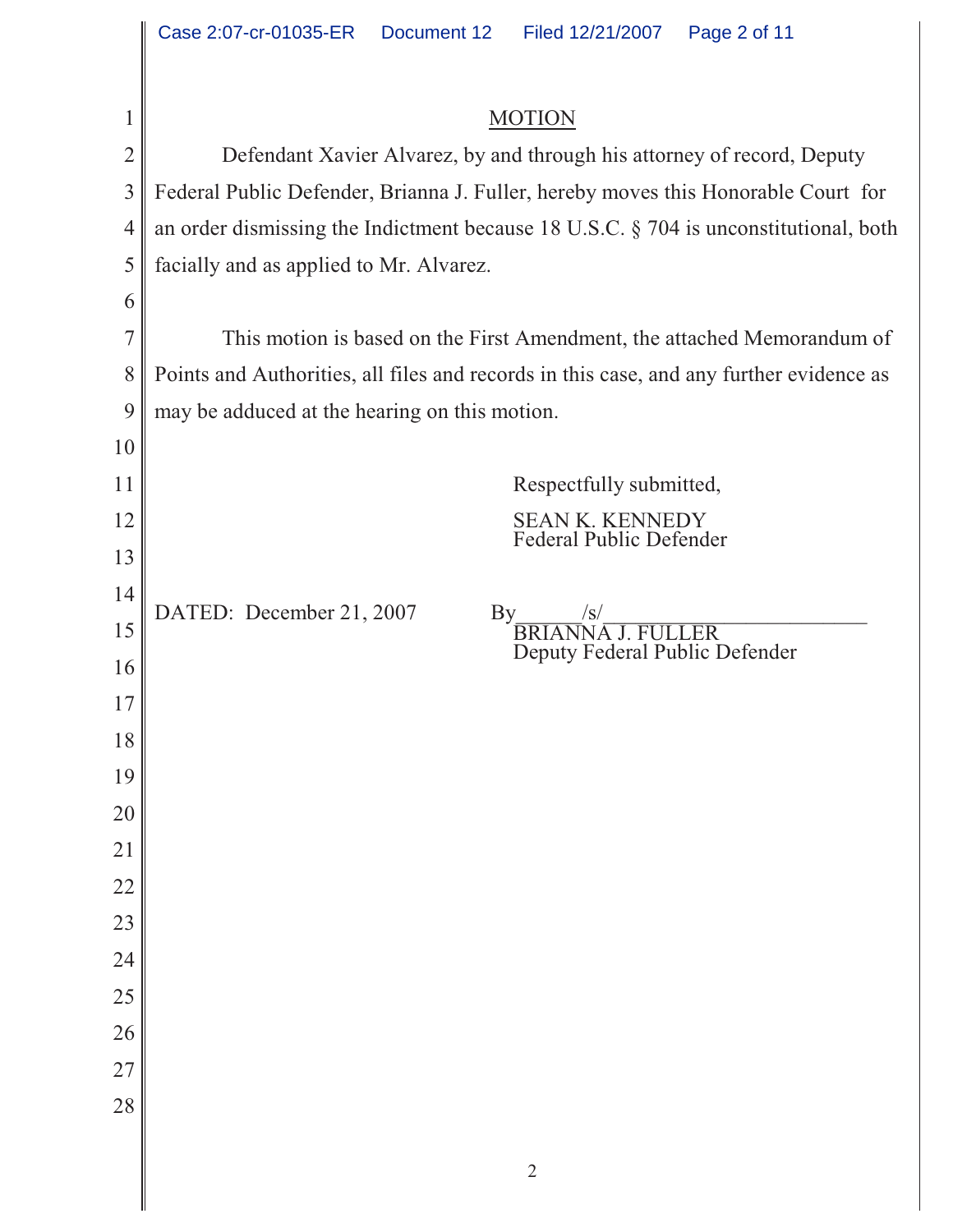# MOTION

Defendant Xavier Alvarez, by and through his attorney of record, Deputy Federal Public Defender, Brianna J. Fuller, hereby moves this Honorable Court for an order dismissing the Indictment because 18 U.S.C. § 704 is unconstitutional, both facially and as applied to Mr. Alvarez.

This motion is based on the First Amendment, the attached Memorandum of Points and Authorities, all files and records in this case, and any further evidence as may be adduced at the hearing on this motion.

Respectfully submitted,

SEAN K. KENNEDY
Federal Public Defender

DATED: December 21, 2007

By ______/s/________________________
BRIANNA J. FULLER
Deputy Federal Public Defender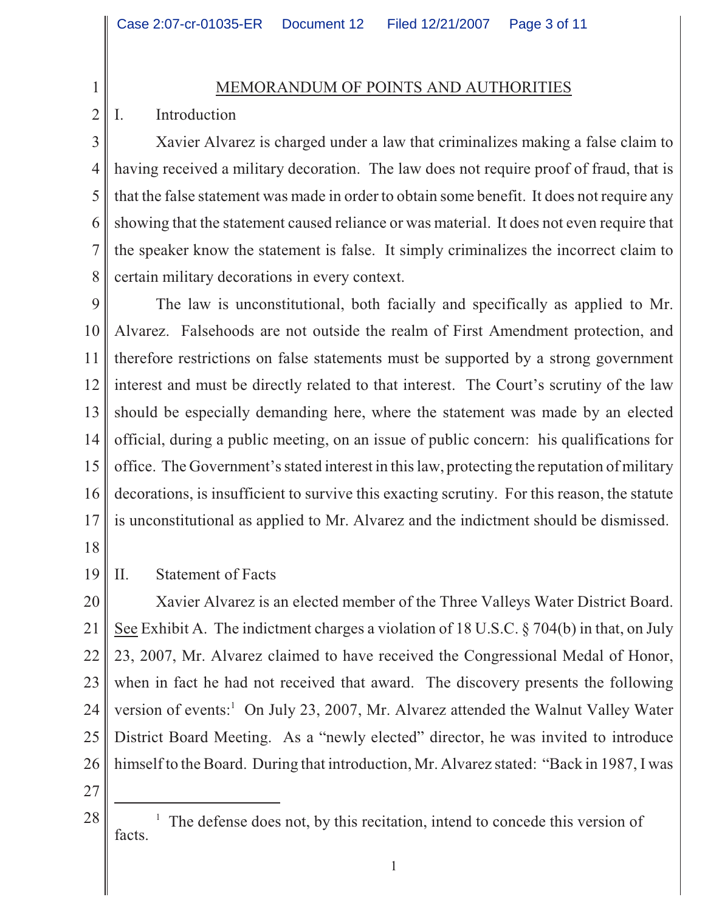## MEMORANDUM OF POINTS AND AUTHORITIES

### I. Introduction

Xavier Alvarez is charged under a law that criminalizes making a false claim to having received a military decoration. The law does not require proof of fraud, that is that the false statement was made in order to obtain some benefit. It does not require any showing that the statement caused reliance or was material. It does not even require that the speaker know the statement is false. It simply criminalizes the incorrect claim to certain military decorations in every context.

The law is unconstitutional, both facially and specifically as applied to Mr. Alvarez. Falsehoods are not outside the realm of First Amendment protection, and therefore restrictions on false statements must be supported by a strong government interest and must be directly related to that interest. The Court's scrutiny of the law should be especially demanding here, where the statement was made by an elected official, during a public meeting, on an issue of public concern: his qualifications for office. The Government's stated interest in this law, protecting the reputation of military decorations, is insufficient to survive this exacting scrutiny. For this reason, the statute is unconstitutional as applied to Mr. Alvarez and the indictment should be dismissed.

### II. Statement of Facts

Xavier Alvarez is an elected member of the Three Valleys Water District Board. See Exhibit A. The indictment charges a violation of 18 U.S.C. § 704(b) in that, on July 23, 2007, Mr. Alvarez claimed to have received the Congressional Medal of Honor, when in fact he had not received that award. The discovery presents the following version of events:[1] On July 23, 2007, Mr. Alvarez attended the Walnut Valley Water District Board Meeting. As a "newly elected" director, he was invited to introduce himself to the Board. During that introduction, Mr. Alvarez stated: "Back in 1987, I was

---

[1] The defense does not, by this recitation, intend to concede this version of facts.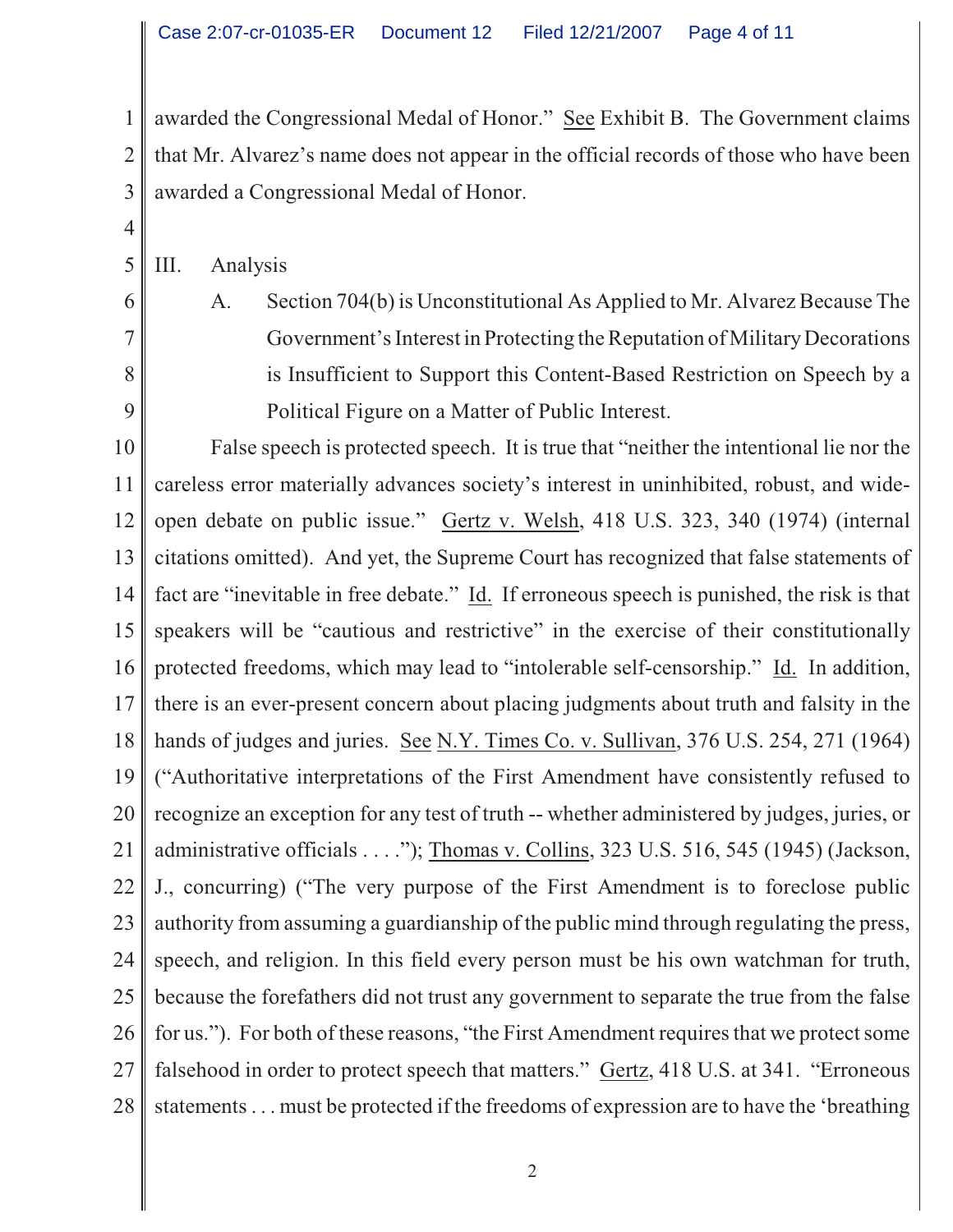awarded the Congressional Medal of Honor." See Exhibit B. The Government claims that Mr. Alvarez's name does not appear in the official records of those who have been awarded a Congressional Medal of Honor.

## III. Analysis

### A. Section 704(b) is Unconstitutional As Applied to Mr. Alvarez Because The Government's Interest in Protecting the Reputation of Military Decorations is Insufficient to Support this Content-Based Restriction on Speech by a Political Figure on a Matter of Public Interest.

False speech is protected speech. It is true that "neither the intentional lie nor the careless error materially advances society's interest in uninhibited, robust, and wide-open debate on public issue." Gertz v. Welsh, 418 U.S. 323, 340 (1974) (internal citations omitted). And yet, the Supreme Court has recognized that false statements of fact are "inevitable in free debate." Id. If erroneous speech is punished, the risk is that speakers will be "cautious and restrictive" in the exercise of their constitutionally protected freedoms, which may lead to "intolerable self-censorship." Id. In addition, there is an ever-present concern about placing judgments about truth and falsity in the hands of judges and juries. See N.Y. Times Co. v. Sullivan, 376 U.S. 254, 271 (1964) ("Authoritative interpretations of the First Amendment have consistently refused to recognize an exception for any test of truth -- whether administered by judges, juries, or administrative officials . . . ."); Thomas v. Collins, 323 U.S. 516, 545 (1945) (Jackson, J., concurring) ("The very purpose of the First Amendment is to foreclose public authority from assuming a guardianship of the public mind through regulating the press, speech, and religion. In this field every person must be his own watchman for truth, because the forefathers did not trust any government to separate the true from the false for us."). For both of these reasons, "the First Amendment requires that we protect some falsehood in order to protect speech that matters." Gertz, 418 U.S. at 341. "Erroneous statements . . . must be protected if the freedoms of expression are to have the 'breathing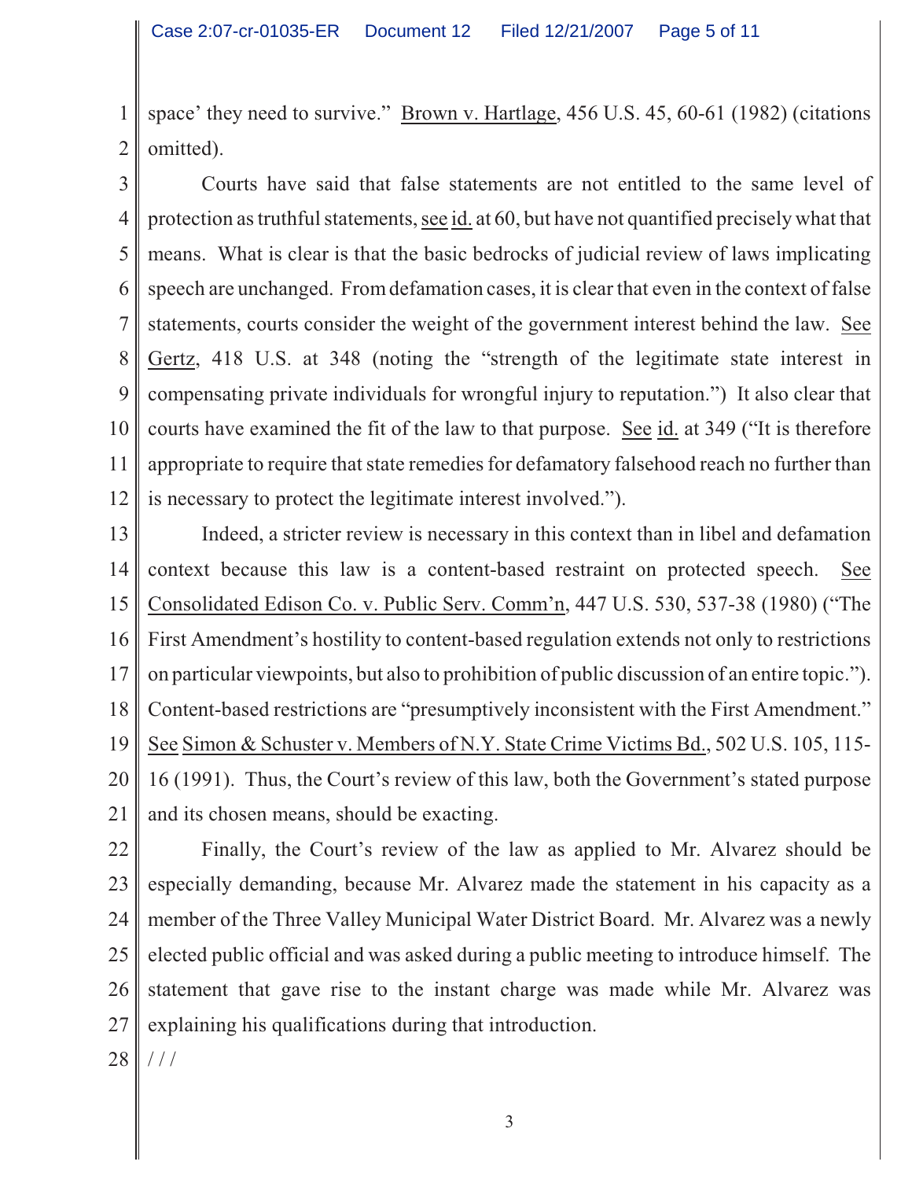space' they need to survive." Brown v. Hartlage, 456 U.S. 45, 60-61 (1982) (citations omitted).

Courts have said that false statements are not entitled to the same level of protection as truthful statements, see id. at 60, but have not quantified precisely what that means. What is clear is that the basic bedrocks of judicial review of laws implicating speech are unchanged. From defamation cases, it is clear that even in the context of false statements, courts consider the weight of the government interest behind the law. See Gertz, 418 U.S. at 348 (noting the "strength of the legitimate state interest in compensating private individuals for wrongful injury to reputation.") It also clear that courts have examined the fit of the law to that purpose. See id. at 349 ("It is therefore appropriate to require that state remedies for defamatory falsehood reach no further than is necessary to protect the legitimate interest involved.").

Indeed, a stricter review is necessary in this context than in libel and defamation context because this law is a content-based restraint on protected speech. See Consolidated Edison Co. v. Public Serv. Comm'n, 447 U.S. 530, 537-38 (1980) ("The First Amendment's hostility to content-based regulation extends not only to restrictions on particular viewpoints, but also to prohibition of public discussion of an entire topic."). Content-based restrictions are "presumptively inconsistent with the First Amendment." See Simon & Schuster v. Members of N.Y. State Crime Victims Bd., 502 U.S. 105, 115-16 (1991). Thus, the Court's review of this law, both the Government's stated purpose and its chosen means, should be exacting.

Finally, the Court's review of the law as applied to Mr. Alvarez should be especially demanding, because Mr. Alvarez made the statement in his capacity as a member of the Three Valley Municipal Water District Board. Mr. Alvarez was a newly elected public official and was asked during a public meeting to introduce himself. The statement that gave rise to the instant charge was made while Mr. Alvarez was explaining his qualifications during that introduction.

/ / /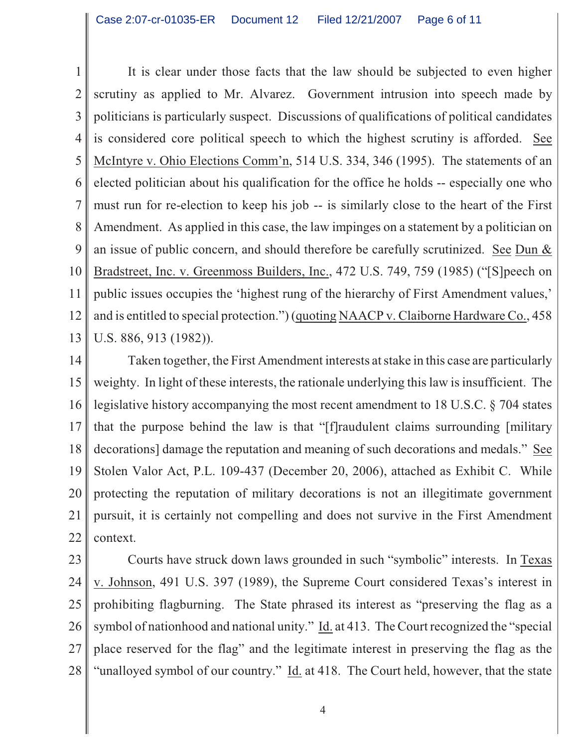It is clear under those facts that the law should be subjected to even higher scrutiny as applied to Mr. Alvarez. Government intrusion into speech made by politicians is particularly suspect. Discussions of qualifications of political candidates is considered core political speech to which the highest scrutiny is afforded. See McIntyre v. Ohio Elections Comm'n, 514 U.S. 334, 346 (1995). The statements of an elected politician about his qualification for the office he holds -- especially one who must run for re-election to keep his job -- is similarly close to the heart of the First Amendment. As applied in this case, the law impinges on a statement by a politician on an issue of public concern, and should therefore be carefully scrutinized. See Dun & Bradstreet, Inc. v. Greenmoss Builders, Inc., 472 U.S. 749, 759 (1985) ("[S]peech on public issues occupies the 'highest rung of the hierarchy of First Amendment values,' and is entitled to special protection.") (quoting NAACP v. Claiborne Hardware Co., 458 U.S. 886, 913 (1982)).

Taken together, the First Amendment interests at stake in this case are particularly weighty. In light of these interests, the rationale underlying this law is insufficient. The legislative history accompanying the most recent amendment to 18 U.S.C. § 704 states that the purpose behind the law is that "[f]raudulent claims surrounding [military decorations] damage the reputation and meaning of such decorations and medals." See Stolen Valor Act, P.L. 109-437 (December 20, 2006), attached as Exhibit C. While protecting the reputation of military decorations is not an illegitimate government pursuit, it is certainly not compelling and does not survive in the First Amendment context.

Courts have struck down laws grounded in such "symbolic" interests. In Texas v. Johnson, 491 U.S. 397 (1989), the Supreme Court considered Texas's interest in prohibiting flagburning. The State phrased its interest as "preserving the flag as a symbol of nationhood and national unity." Id. at 413. The Court recognized the "special place reserved for the flag" and the legitimate interest in preserving the flag as the "unalloyed symbol of our country." Id. at 418. The Court held, however, that the state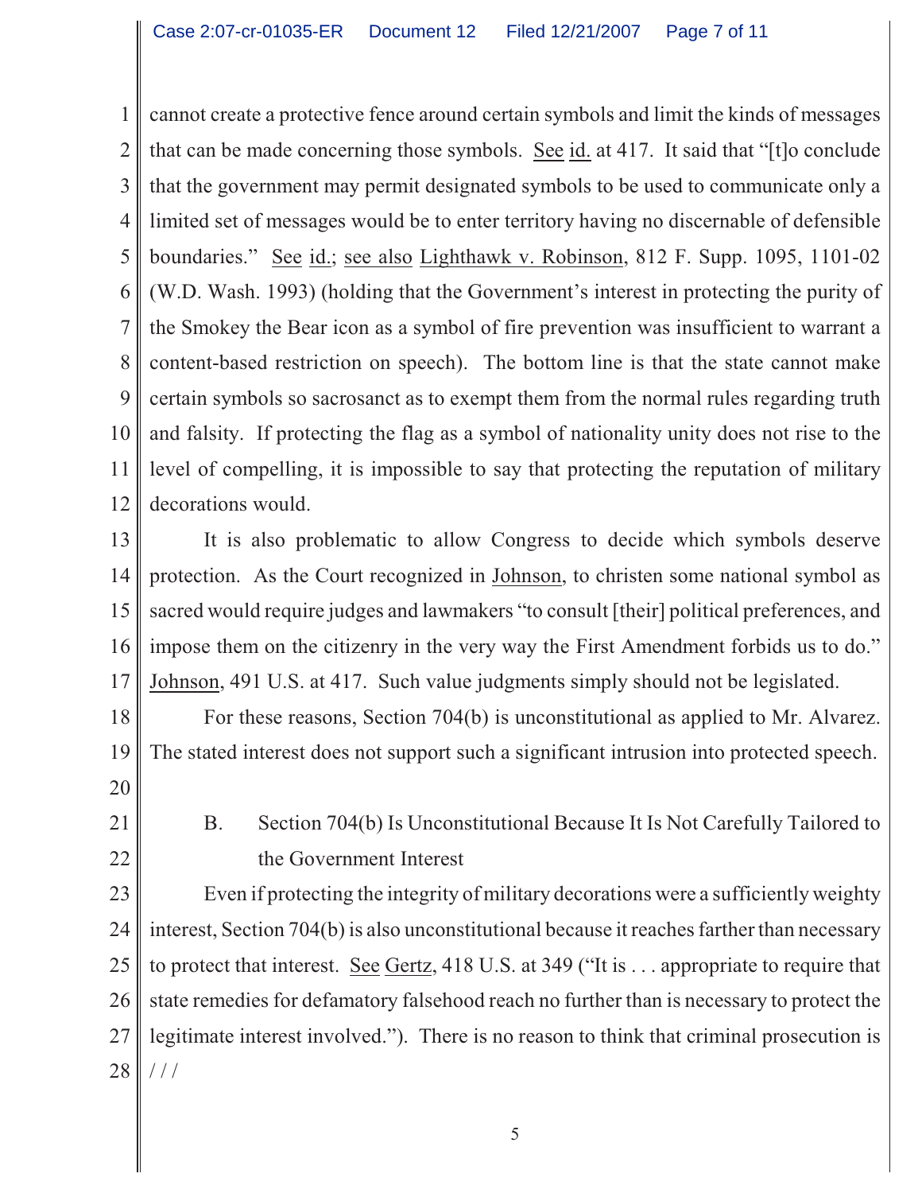cannot create a protective fence around certain symbols and limit the kinds of messages that can be made concerning those symbols. See id. at 417. It said that "[t]o conclude that the government may permit designated symbols to be used to communicate only a limited set of messages would be to enter territory having no discernable of defensible boundaries." See id.; see also Lighthawk v. Robinson, 812 F. Supp. 1095, 1101-02 (W.D. Wash. 1993) (holding that the Government's interest in protecting the purity of the Smokey the Bear icon as a symbol of fire prevention was insufficient to warrant a content-based restriction on speech). The bottom line is that the state cannot make certain symbols so sacrosanct as to exempt them from the normal rules regarding truth and falsity. If protecting the flag as a symbol of nationality unity does not rise to the level of compelling, it is impossible to say that protecting the reputation of military decorations would.

It is also problematic to allow Congress to decide which symbols deserve protection. As the Court recognized in Johnson, to christen some national symbol as sacred would require judges and lawmakers "to consult [their] political preferences, and impose them on the citizenry in the very way the First Amendment forbids us to do." Johnson, 491 U.S. at 417. Such value judgments simply should not be legislated.

For these reasons, Section 704(b) is unconstitutional as applied to Mr. Alvarez. The stated interest does not support such a significant intrusion into protected speech.

### B. Section 704(b) Is Unconstitutional Because It Is Not Carefully Tailored to the Government Interest

Even if protecting the integrity of military decorations were a sufficiently weighty interest, Section 704(b) is also unconstitutional because it reaches farther than necessary to protect that interest. See Gertz, 418 U.S. at 349 ("It is . . . appropriate to require that state remedies for defamatory falsehood reach no further than is necessary to protect the legitimate interest involved."). There is no reason to think that criminal prosecution is

/ / /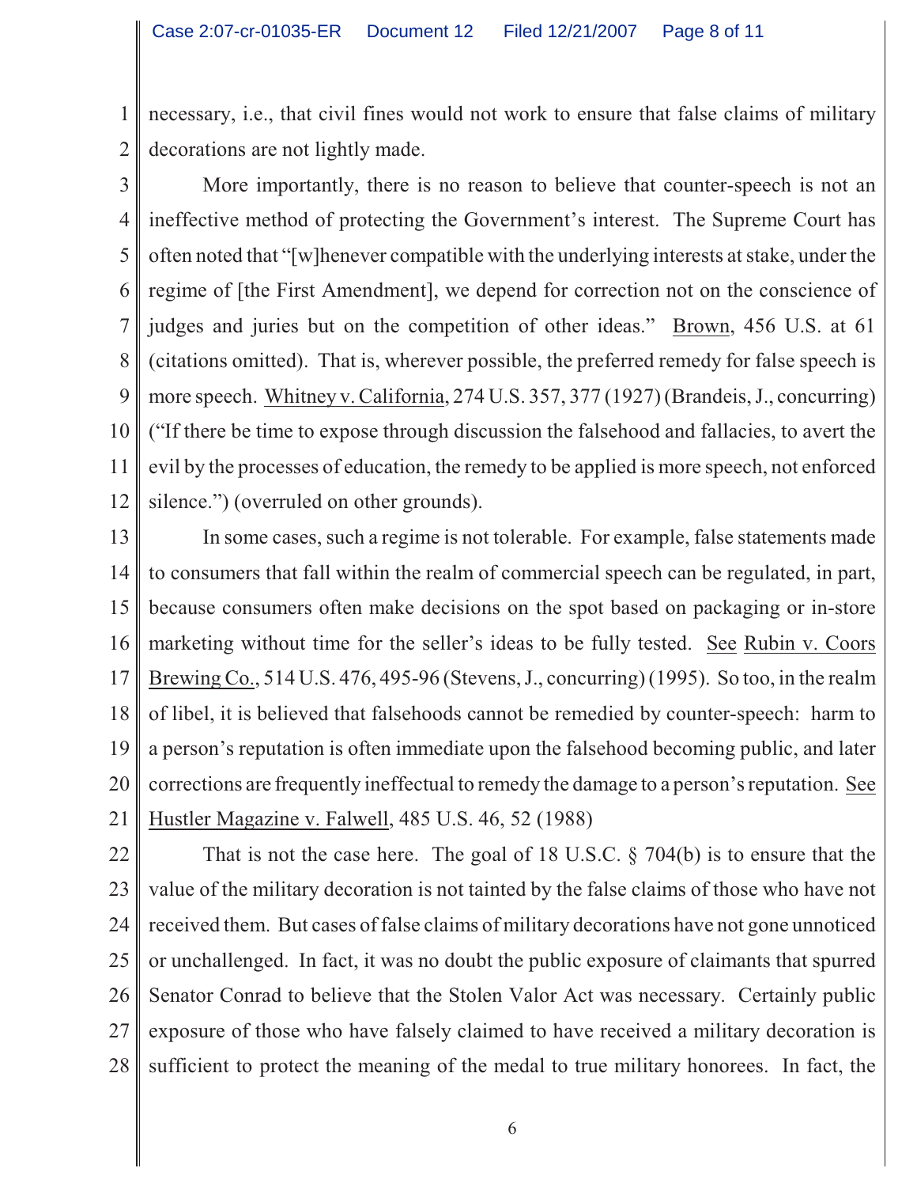necessary, i.e., that civil fines would not work to ensure that false claims of military decorations are not lightly made.

More importantly, there is no reason to believe that counter-speech is not an ineffective method of protecting the Government's interest. The Supreme Court has often noted that "[w]henever compatible with the underlying interests at stake, under the regime of [the First Amendment], we depend for correction not on the conscience of judges and juries but on the competition of other ideas." Brown, 456 U.S. at 61 (citations omitted). That is, wherever possible, the preferred remedy for false speech is more speech. Whitney v. California, 274 U.S. 357, 377 (1927) (Brandeis, J., concurring) ("If there be time to expose through discussion the falsehood and fallacies, to avert the evil by the processes of education, the remedy to be applied is more speech, not enforced silence.") (overruled on other grounds).

In some cases, such a regime is not tolerable. For example, false statements made to consumers that fall within the realm of commercial speech can be regulated, in part, because consumers often make decisions on the spot based on packaging or in-store marketing without time for the seller's ideas to be fully tested. See Rubin v. Coors Brewing Co., 514 U.S. 476, 495-96 (Stevens, J., concurring) (1995). So too, in the realm of libel, it is believed that falsehoods cannot be remedied by counter-speech: harm to a person's reputation is often immediate upon the falsehood becoming public, and later corrections are frequently ineffectual to remedy the damage to a person's reputation. See Hustler Magazine v. Falwell, 485 U.S. 46, 52 (1988)

That is not the case here. The goal of 18 U.S.C. § 704(b) is to ensure that the value of the military decoration is not tainted by the false claims of those who have not received them. But cases of false claims of military decorations have not gone unnoticed or unchallenged. In fact, it was no doubt the public exposure of claimants that spurred Senator Conrad to believe that the Stolen Valor Act was necessary. Certainly public exposure of those who have falsely claimed to have received a military decoration is sufficient to protect the meaning of the medal to true military honorees. In fact, the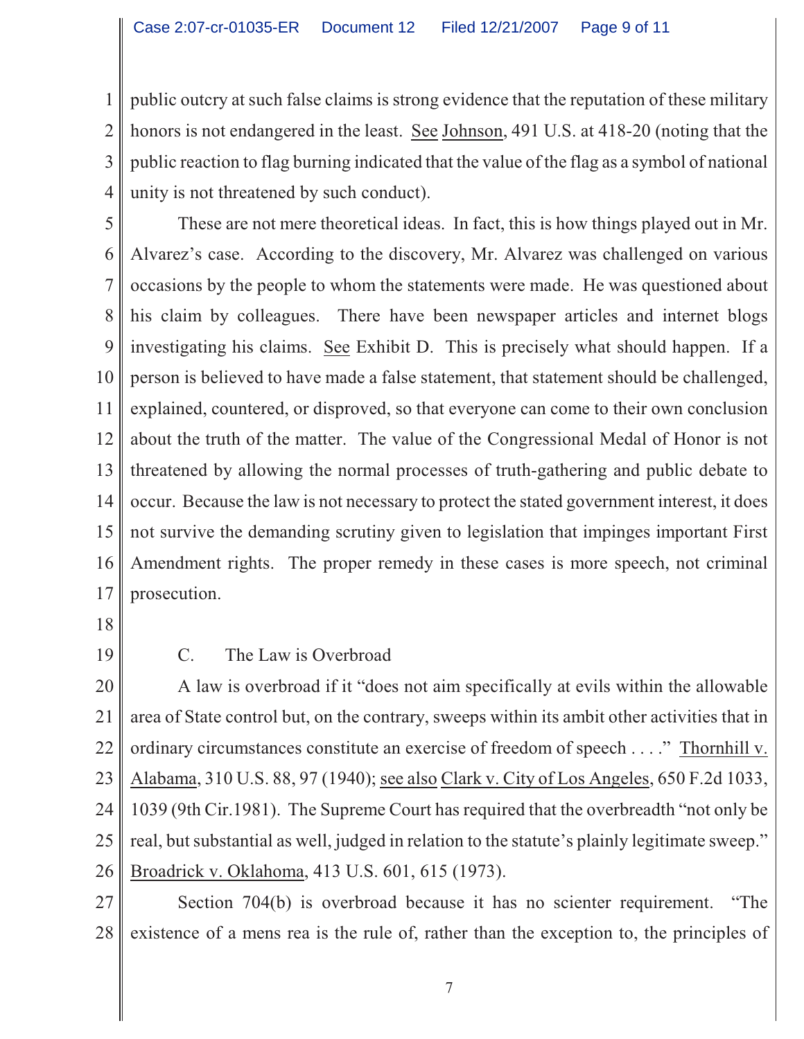public outcry at such false claims is strong evidence that the reputation of these military honors is not endangered in the least. See Johnson, 491 U.S. at 418-20 (noting that the public reaction to flag burning indicated that the value of the flag as a symbol of national unity is not threatened by such conduct).

These are not mere theoretical ideas. In fact, this is how things played out in Mr. Alvarez's case. According to the discovery, Mr. Alvarez was challenged on various occasions by the people to whom the statements were made. He was questioned about his claim by colleagues. There have been newspaper articles and internet blogs investigating his claims. See Exhibit D. This is precisely what should happen. If a person is believed to have made a false statement, that statement should be challenged, explained, countered, or disproved, so that everyone can come to their own conclusion about the truth of the matter. The value of the Congressional Medal of Honor is not threatened by allowing the normal processes of truth-gathering and public debate to occur. Because the law is not necessary to protect the stated government interest, it does not survive the demanding scrutiny given to legislation that impinges important First Amendment rights. The proper remedy in these cases is more speech, not criminal prosecution.

### C. The Law is Overbroad

A law is overbroad if it "does not aim specifically at evils within the allowable area of State control but, on the contrary, sweeps within its ambit other activities that in ordinary circumstances constitute an exercise of freedom of speech . . . ." Thornhill v. Alabama, 310 U.S. 88, 97 (1940); see also Clark v. City of Los Angeles, 650 F.2d 1033, 1039 (9th Cir.1981). The Supreme Court has required that the overbreadth "not only be real, but substantial as well, judged in relation to the statute's plainly legitimate sweep." Broadrick v. Oklahoma, 413 U.S. 601, 615 (1973).

Section 704(b) is overbroad because it has no scienter requirement. "The existence of a mens rea is the rule of, rather than the exception to, the principles of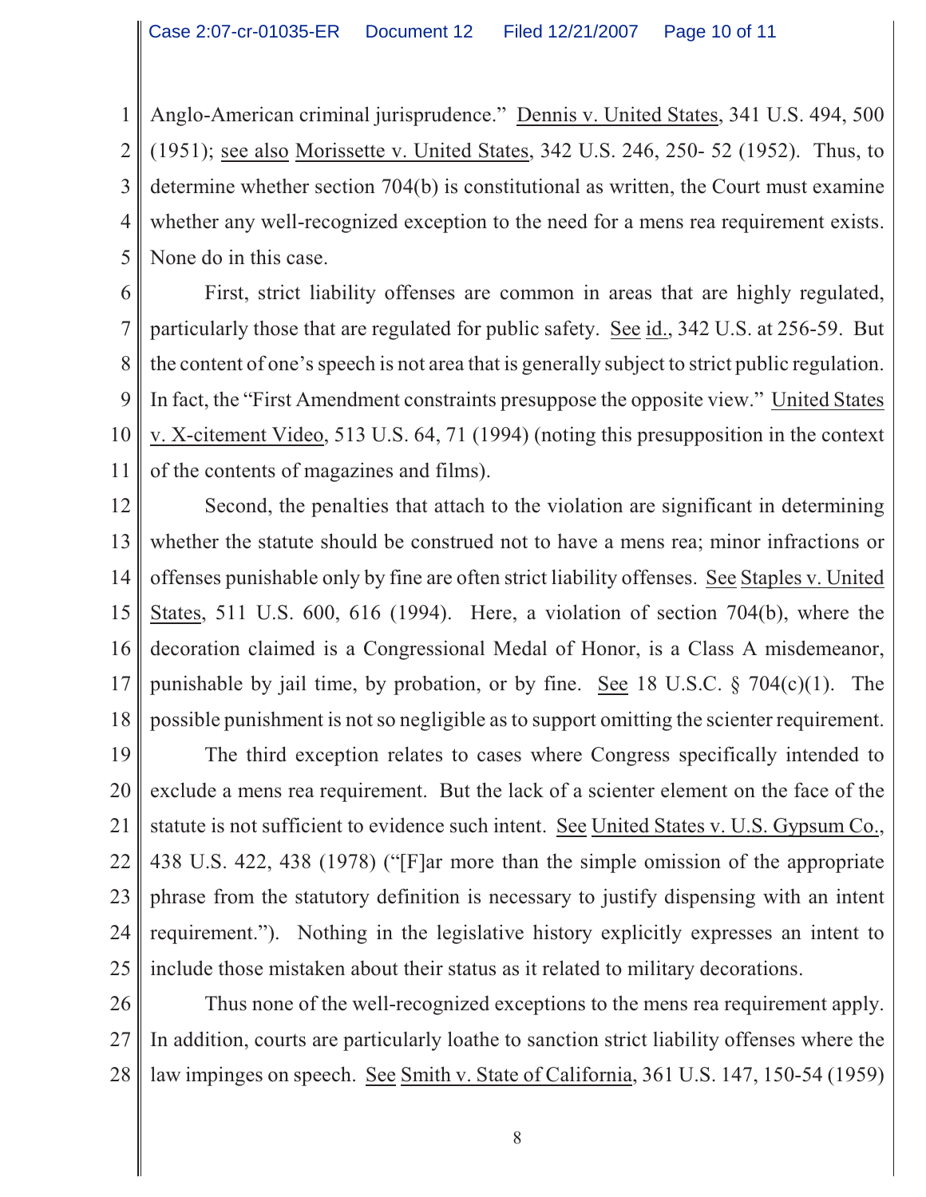Anglo-American criminal jurisprudence." Dennis v. United States, 341 U.S. 494, 500 (1951); see also Morissette v. United States, 342 U.S. 246, 250- 52 (1952). Thus, to determine whether section 704(b) is constitutional as written, the Court must examine whether any well-recognized exception to the need for a mens rea requirement exists. None do in this case.

First, strict liability offenses are common in areas that are highly regulated, particularly those that are regulated for public safety. See id., 342 U.S. at 256-59. But the content of one's speech is not area that is generally subject to strict public regulation. In fact, the "First Amendment constraints presuppose the opposite view." United States v. X-citement Video, 513 U.S. 64, 71 (1994) (noting this presupposition in the context of the contents of magazines and films).

Second, the penalties that attach to the violation are significant in determining whether the statute should be construed not to have a mens rea; minor infractions or offenses punishable only by fine are often strict liability offenses. See Staples v. United States, 511 U.S. 600, 616 (1994). Here, a violation of section 704(b), where the decoration claimed is a Congressional Medal of Honor, is a Class A misdemeanor, punishable by jail time, by probation, or by fine. See 18 U.S.C. § 704(c)(1). The possible punishment is not so negligible as to support omitting the scienter requirement.

The third exception relates to cases where Congress specifically intended to exclude a mens rea requirement. But the lack of a scienter element on the face of the statute is not sufficient to evidence such intent. See United States v. U.S. Gypsum Co., 438 U.S. 422, 438 (1978) ("[F]ar more than the simple omission of the appropriate phrase from the statutory definition is necessary to justify dispensing with an intent requirement."). Nothing in the legislative history explicitly expresses an intent to include those mistaken about their status as it related to military decorations.

Thus none of the well-recognized exceptions to the mens rea requirement apply. In addition, courts are particularly loathe to sanction strict liability offenses where the law impinges on speech. See Smith v. State of California, 361 U.S. 147, 150-54 (1959)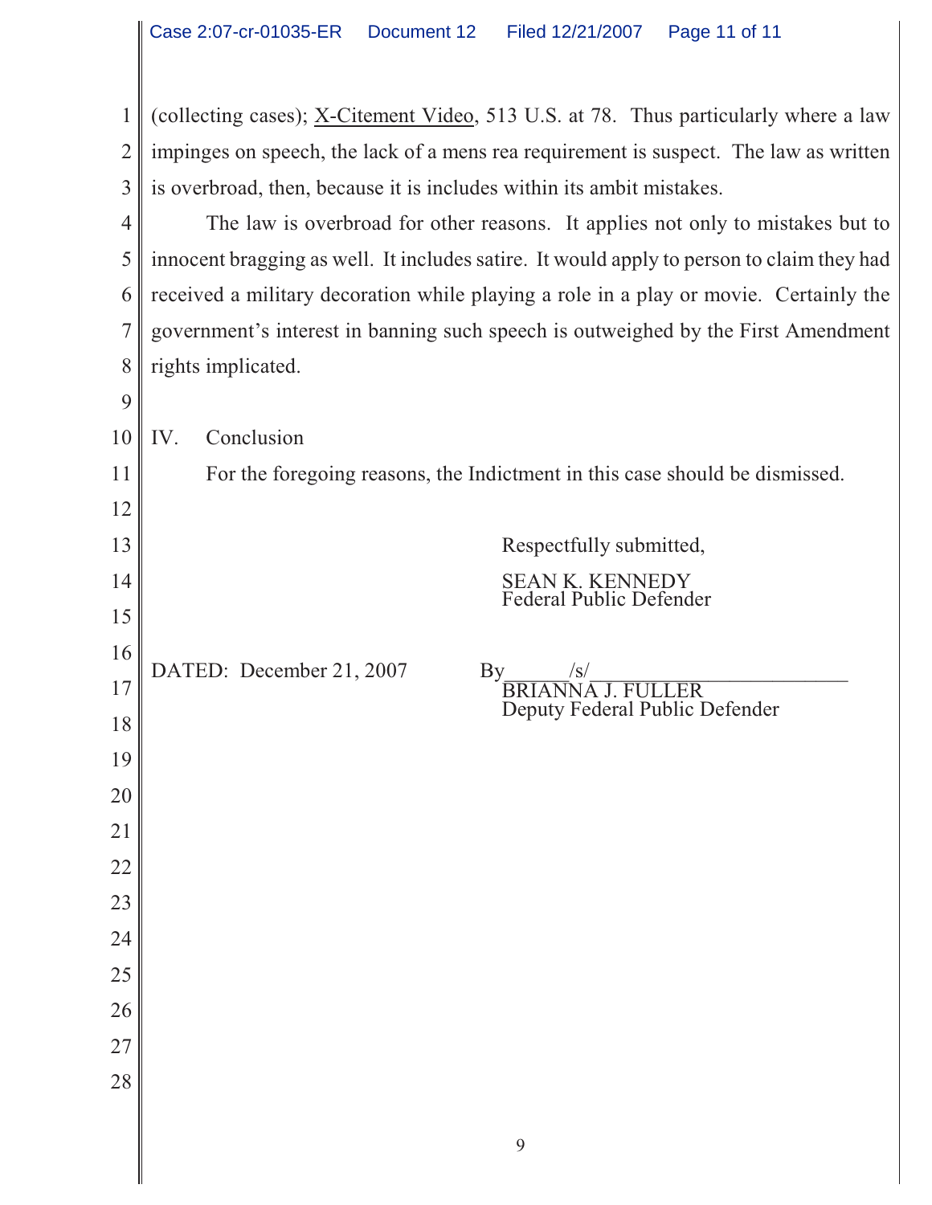(collecting cases); X-Citement Video, 513 U.S. at 78. Thus particularly where a law impinges on speech, the lack of a mens rea requirement is suspect. The law as written is overbroad, then, because it is includes within its ambit mistakes.

The law is overbroad for other reasons. It applies not only to mistakes but to innocent bragging as well. It includes satire. It would apply to person to claim they had received a military decoration while playing a role in a play or movie. Certainly the government's interest in banning such speech is outweighed by the First Amendment rights implicated.

## IV. Conclusion

For the foregoing reasons, the Indictment in this case should be dismissed.

Respectfully submitted,

SEAN K. KENNEDY
Federal Public Defender

DATED: December 21, 2007

By /s/
BRIANNA J. FULLER
Deputy Federal Public Defender